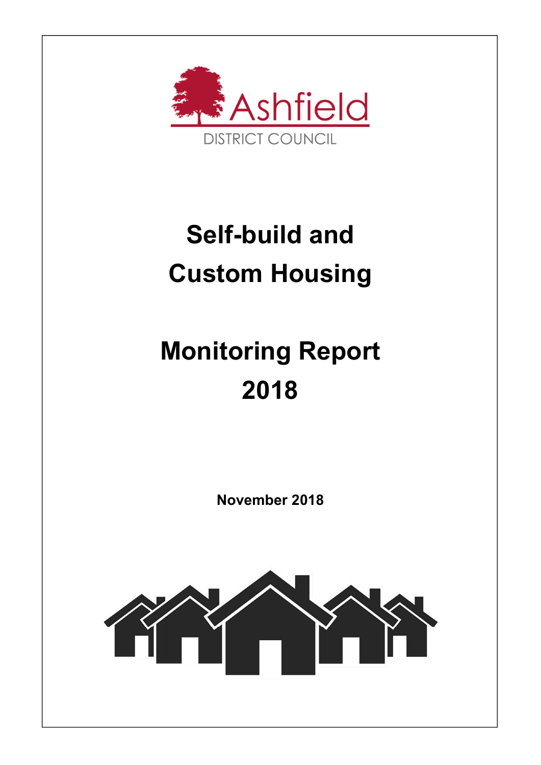Ashfield

DISTRICT COUNCIL

# Self-build and Custom Housing

# Monitoring Report 2018

**November 2018**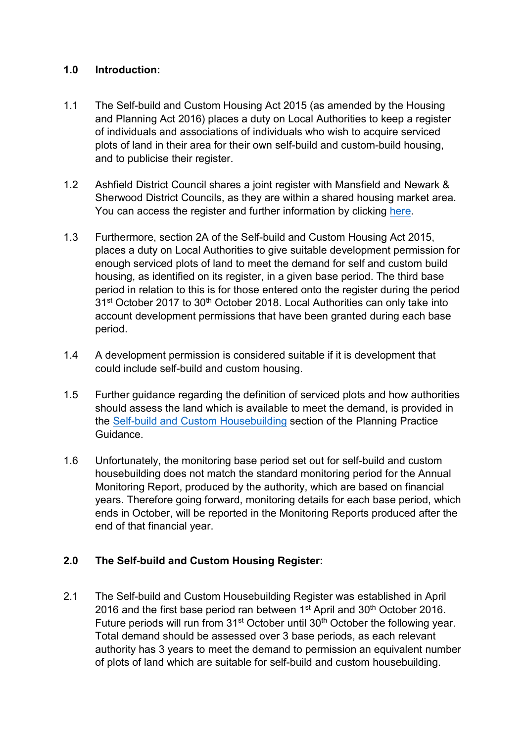## 1.0 Introduction:

1.1 The Self-build and Custom Housing Act 2015 (as amended by the Housing and Planning Act 2016) places a duty on Local Authorities to keep a register of individuals and associations of individuals who wish to acquire serviced plots of land in their area for their own self-build and custom-build housing, and to publicise their register.

1.2 Ashfield District Council shares a joint register with Mansfield and Newark & Sherwood District Councils, as they are within a shared housing market area. You can access the register and further information by clicking here.

1.3 Furthermore, section 2A of the Self-build and Custom Housing Act 2015, places a duty on Local Authorities to give suitable development permission for enough serviced plots of land to meet the demand for self and custom build housing, as identified on its register, in a given base period. The third base period in relation to this is for those entered onto the register during the period 31st October 2017 to 30th October 2018. Local Authorities can only take into account development permissions that have been granted during each base period.

1.4 A development permission is considered suitable if it is development that could include self-build and custom housing.

1.5 Further guidance regarding the definition of serviced plots and how authorities should assess the land which is available to meet the demand, is provided in the Self-build and Custom Housebuilding section of the Planning Practice Guidance.

1.6 Unfortunately, the monitoring base period set out for self-build and custom housebuilding does not match the standard monitoring period for the Annual Monitoring Report, produced by the authority, which are based on financial years. Therefore going forward, monitoring details for each base period, which ends in October, will be reported in the Monitoring Reports produced after the end of that financial year.

## 2.0 The Self-build and Custom Housing Register:

2.1 The Self-build and Custom Housebuilding Register was established in April 2016 and the first base period ran between 1st April and 30th October 2016. Future periods will run from 31st October until 30th October the following year. Total demand should be assessed over 3 base periods, as each relevant authority has 3 years to meet the demand to permission an equivalent number of plots of land which are suitable for self-build and custom housebuilding.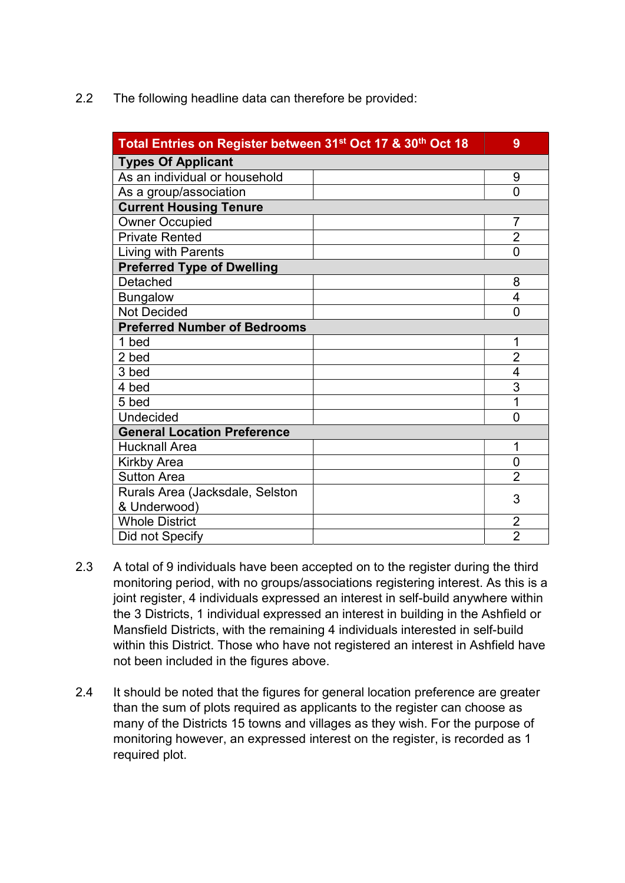2.2 The following headline data can therefore be provided:

| Total Entries on Register between 31st Oct 17 & 30th Oct 18 | | 9 |
|---|---|---|
| **Types Of Applicant** | | |
| As an individual or household | | 9 |
| As a group/association | | 0 |
| **Current Housing Tenure** | | |
| Owner Occupied | | 7 |
| Private Rented | | 2 |
| Living with Parents | | 0 |
| **Preferred Type of Dwelling** | | |
| Detached | | 8 |
| Bungalow | | 4 |
| Not Decided | | 0 |
| **Preferred Number of Bedrooms** | | |
| 1 bed | | 1 |
| 2 bed | | 2 |
| 3 bed | | 4 |
| 4 bed | | 3 |
| 5 bed | | 1 |
| Undecided | | 0 |
| **General Location Preference** | | |
| Hucknall Area | | 1 |
| Kirkby Area | | 0 |
| Sutton Area | | 2 |
| Rurals Area (Jacksdale, Selston & Underwood) | | 3 |
| Whole District | | 2 |
| Did not Specify | | 2 |

2.3 A total of 9 individuals have been accepted on to the register during the third monitoring period, with no groups/associations registering interest. As this is a joint register, 4 individuals expressed an interest in self-build anywhere within the 3 Districts, 1 individual expressed an interest in building in the Ashfield or Mansfield Districts, with the remaining 4 individuals interested in self-build within this District. Those who have not registered an interest in Ashfield have not been included in the figures above.

2.4 It should be noted that the figures for general location preference are greater than the sum of plots required as applicants to the register can choose as many of the Districts 15 towns and villages as they wish. For the purpose of monitoring however, an expressed interest on the register, is recorded as 1 required plot.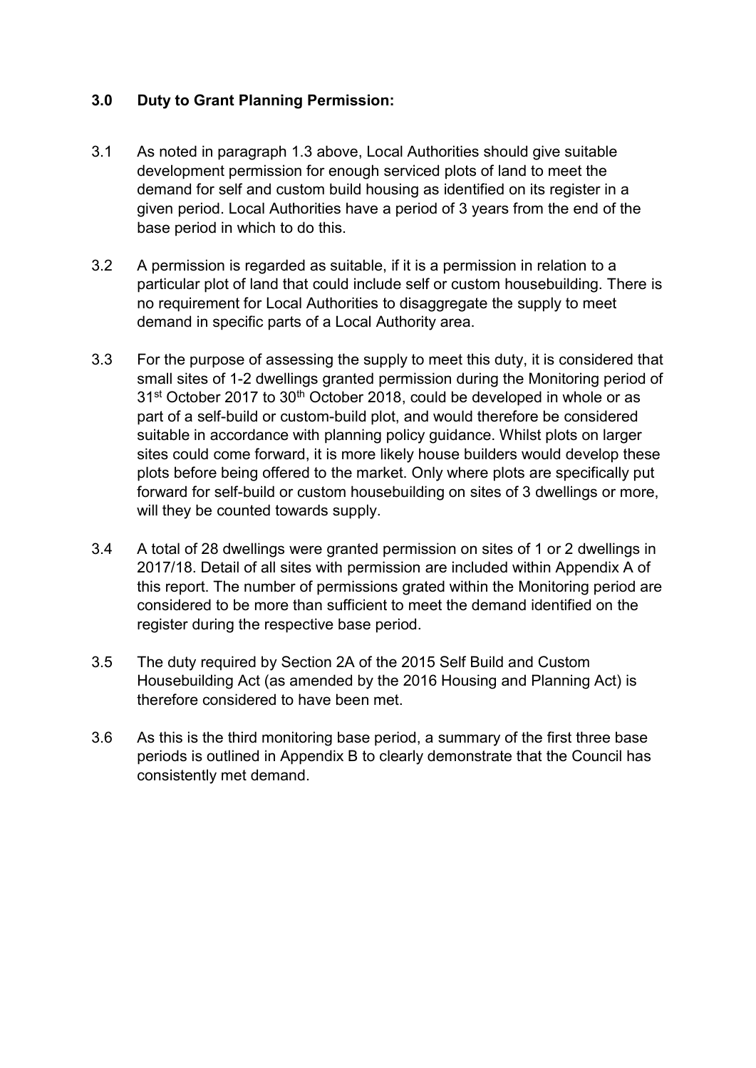## 3.0 Duty to Grant Planning Permission:

3.1 As noted in paragraph 1.3 above, Local Authorities should give suitable development permission for enough serviced plots of land to meet the demand for self and custom build housing as identified on its register in a given period. Local Authorities have a period of 3 years from the end of the base period in which to do this.

3.2 A permission is regarded as suitable, if it is a permission in relation to a particular plot of land that could include self or custom housebuilding. There is no requirement for Local Authorities to disaggregate the supply to meet demand in specific parts of a Local Authority area.

3.3 For the purpose of assessing the supply to meet this duty, it is considered that small sites of 1-2 dwellings granted permission during the Monitoring period of 31st October 2017 to 30th October 2018, could be developed in whole or as part of a self-build or custom-build plot, and would therefore be considered suitable in accordance with planning policy guidance. Whilst plots on larger sites could come forward, it is more likely house builders would develop these plots before being offered to the market. Only where plots are specifically put forward for self-build or custom housebuilding on sites of 3 dwellings or more, will they be counted towards supply.

3.4 A total of 28 dwellings were granted permission on sites of 1 or 2 dwellings in 2017/18. Detail of all sites with permission are included within Appendix A of this report. The number of permissions grated within the Monitoring period are considered to be more than sufficient to meet the demand identified on the register during the respective base period.

3.5 The duty required by Section 2A of the 2015 Self Build and Custom Housebuilding Act (as amended by the 2016 Housing and Planning Act) is therefore considered to have been met.

3.6 As this is the third monitoring base period, a summary of the first three base periods is outlined in Appendix B to clearly demonstrate that the Council has consistently met demand.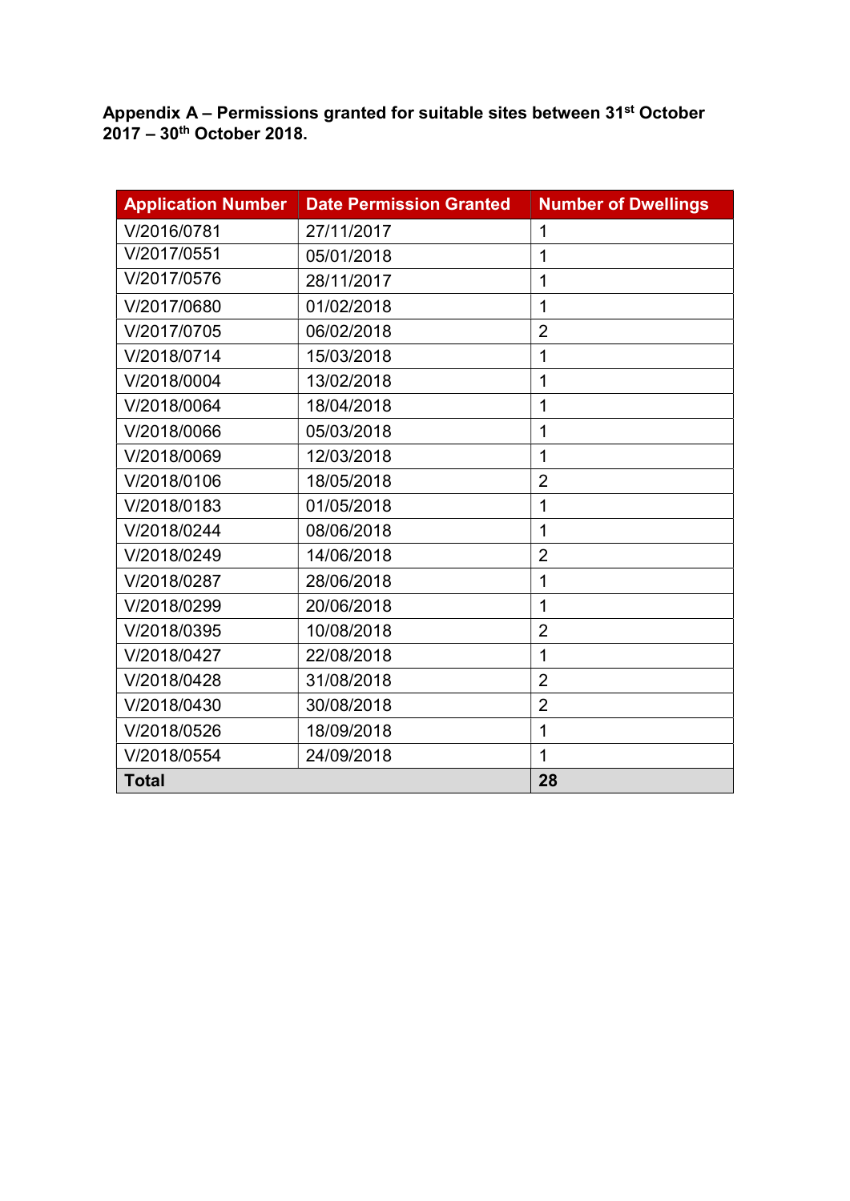**Appendix A – Permissions granted for suitable sites between 31st October 2017 – 30th October 2018.**

| Application Number | Date Permission Granted | Number of Dwellings |
|---|---|---|
| V/2016/0781 | 27/11/2017 | 1 |
| V/2017/0551 | 05/01/2018 | 1 |
| V/2017/0576 | 28/11/2017 | 1 |
| V/2017/0680 | 01/02/2018 | 1 |
| V/2017/0705 | 06/02/2018 | 2 |
| V/2018/0714 | 15/03/2018 | 1 |
| V/2018/0004 | 13/02/2018 | 1 |
| V/2018/0064 | 18/04/2018 | 1 |
| V/2018/0066 | 05/03/2018 | 1 |
| V/2018/0069 | 12/03/2018 | 1 |
| V/2018/0106 | 18/05/2018 | 2 |
| V/2018/0183 | 01/05/2018 | 1 |
| V/2018/0244 | 08/06/2018 | 1 |
| V/2018/0249 | 14/06/2018 | 2 |
| V/2018/0287 | 28/06/2018 | 1 |
| V/2018/0299 | 20/06/2018 | 1 |
| V/2018/0395 | 10/08/2018 | 2 |
| V/2018/0427 | 22/08/2018 | 1 |
| V/2018/0428 | 31/08/2018 | 2 |
| V/2018/0430 | 30/08/2018 | 2 |
| V/2018/0526 | 18/09/2018 | 1 |
| V/2018/0554 | 24/09/2018 | 1 |
| **Total** | | **28** |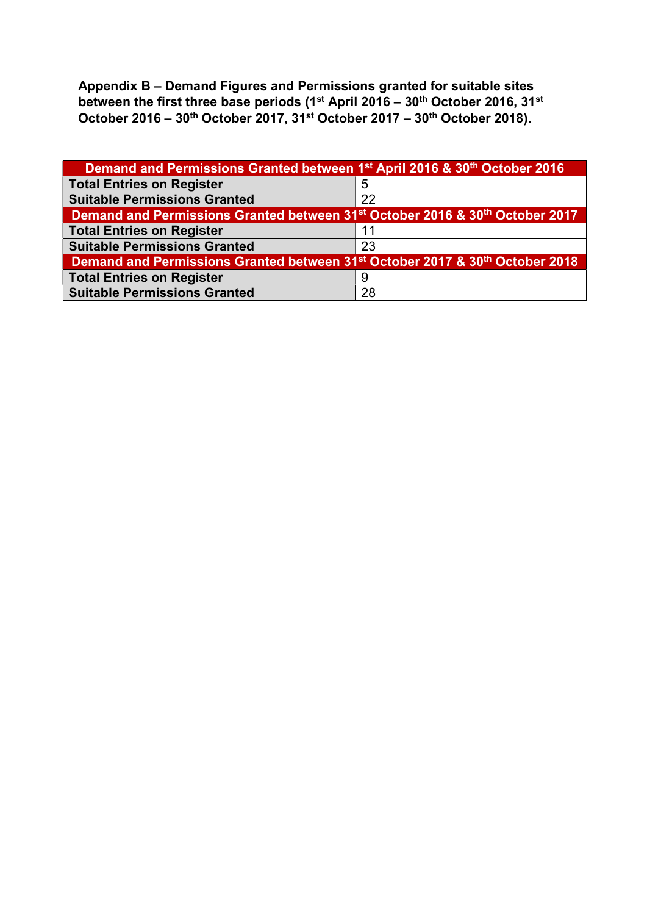**Appendix B – Demand Figures and Permissions granted for suitable sites between the first three base periods (1st April 2016 – 30th October 2016, 31st October 2016 – 30th October 2017, 31st October 2017 – 30th October 2018).**

| Demand and Permissions Granted between 1st April 2016 & 30th October 2016 | |
|---|---|
| **Total Entries on Register** | 5 |
| **Suitable Permissions Granted** | 22 |
| **Demand and Permissions Granted between 31st October 2016 & 30th October 2017** | |
| **Total Entries on Register** | 11 |
| **Suitable Permissions Granted** | 23 |
| **Demand and Permissions Granted between 31st October 2017 & 30th October 2018** | |
| **Total Entries on Register** | 9 |
| **Suitable Permissions Granted** | 28 |